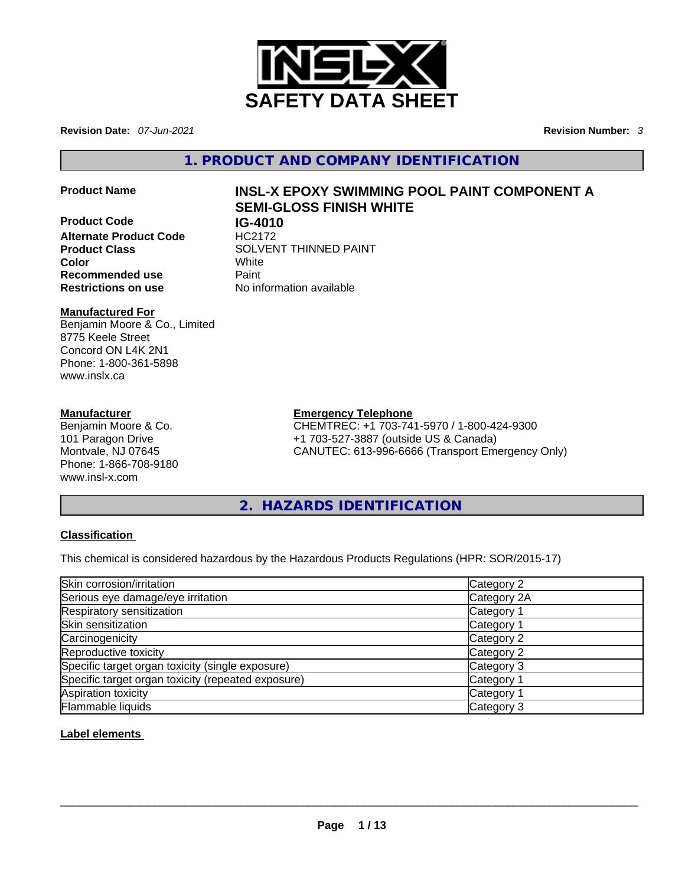# SAFETY DATA SHEET

**Revision Date:** *07-Jun-2021* **Revision Number:** *3*

## 1. PRODUCT AND COMPANY IDENTIFICATION

**Product Name** **INSL-X EPOXY SWIMMING POOL PAINT COMPONENT A SEMI-GLOSS FINISH WHITE**

**Product Code** **IG-4010**

**Alternate Product Code** HC2172

**Product Class** SOLVENT THINNED PAINT

**Color** White

**Recommended use** Paint

**Restrictions on use** No information available

**Manufactured For**
Benjamin Moore & Co., Limited
8775 Keele Street
Concord ON L4K 2N1
Phone: 1-800-361-5898
www.inslx.ca

**Manufacturer**
Benjamin Moore & Co.
101 Paragon Drive
Montvale, NJ 07645
Phone: 1-866-708-9180
www.insl-x.com

**Emergency Telephone**
CHEMTREC: +1 703-741-5970 / 1-800-424-9300
+1 703-527-3887 (outside US & Canada)
CANUTEC: 613-996-6666 (Transport Emergency Only)

## 2. HAZARDS IDENTIFICATION

**Classification**

This chemical is considered hazardous by the Hazardous Products Regulations (HPR: SOR/2015-17)

| | |
|---|---|
| Skin corrosion/irritation | Category 2 |
| Serious eye damage/eye irritation | Category 2A |
| Respiratory sensitization | Category 1 |
| Skin sensitization | Category 1 |
| Carcinogenicity | Category 2 |
| Reproductive toxicity | Category 2 |
| Specific target organ toxicity (single exposure) | Category 3 |
| Specific target organ toxicity (repeated exposure) | Category 1 |
| Aspiration toxicity | Category 1 |
| Flammable liquids | Category 3 |

**Label elements**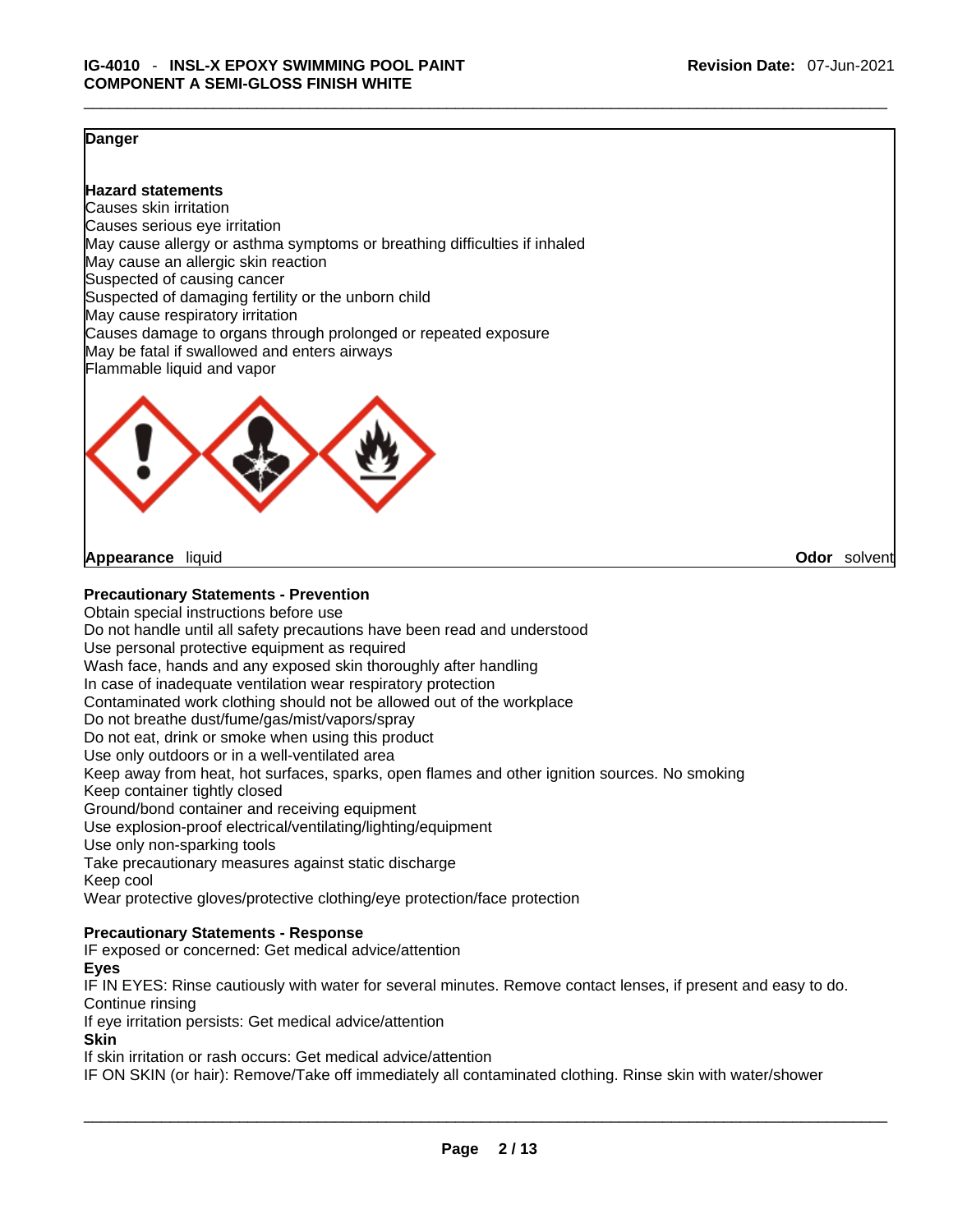**Danger**

**Hazard statements**

Causes skin irritation
Causes serious eye irritation
May cause allergy or asthma symptoms or breathing difficulties if inhaled
May cause an allergic skin reaction
Suspected of causing cancer
Suspected of damaging fertility or the unborn child
May cause respiratory irritation
Causes damage to organs through prolonged or repeated exposure
May be fatal if swallowed and enters airways
Flammable liquid and vapor

**Appearance** liquid **Odor** solvent

**Precautionary Statements - Prevention**

Obtain special instructions before use
Do not handle until all safety precautions have been read and understood
Use personal protective equipment as required
Wash face, hands and any exposed skin thoroughly after handling
In case of inadequate ventilation wear respiratory protection
Contaminated work clothing should not be allowed out of the workplace
Do not breathe dust/fume/gas/mist/vapors/spray
Do not eat, drink or smoke when using this product
Use only outdoors or in a well-ventilated area
Keep away from heat, hot surfaces, sparks, open flames and other ignition sources. No smoking
Keep container tightly closed
Ground/bond container and receiving equipment
Use explosion-proof electrical/ventilating/lighting/equipment
Use only non-sparking tools
Take precautionary measures against static discharge
Keep cool
Wear protective gloves/protective clothing/eye protection/face protection

**Precautionary Statements - Response**

IF exposed or concerned: Get medical advice/attention

**Eyes**

IF IN EYES: Rinse cautiously with water for several minutes. Remove contact lenses, if present and easy to do. Continue rinsing
If eye irritation persists: Get medical advice/attention

**Skin**

If skin irritation or rash occurs: Get medical advice/attention
IF ON SKIN (or hair): Remove/Take off immediately all contaminated clothing. Rinse skin with water/shower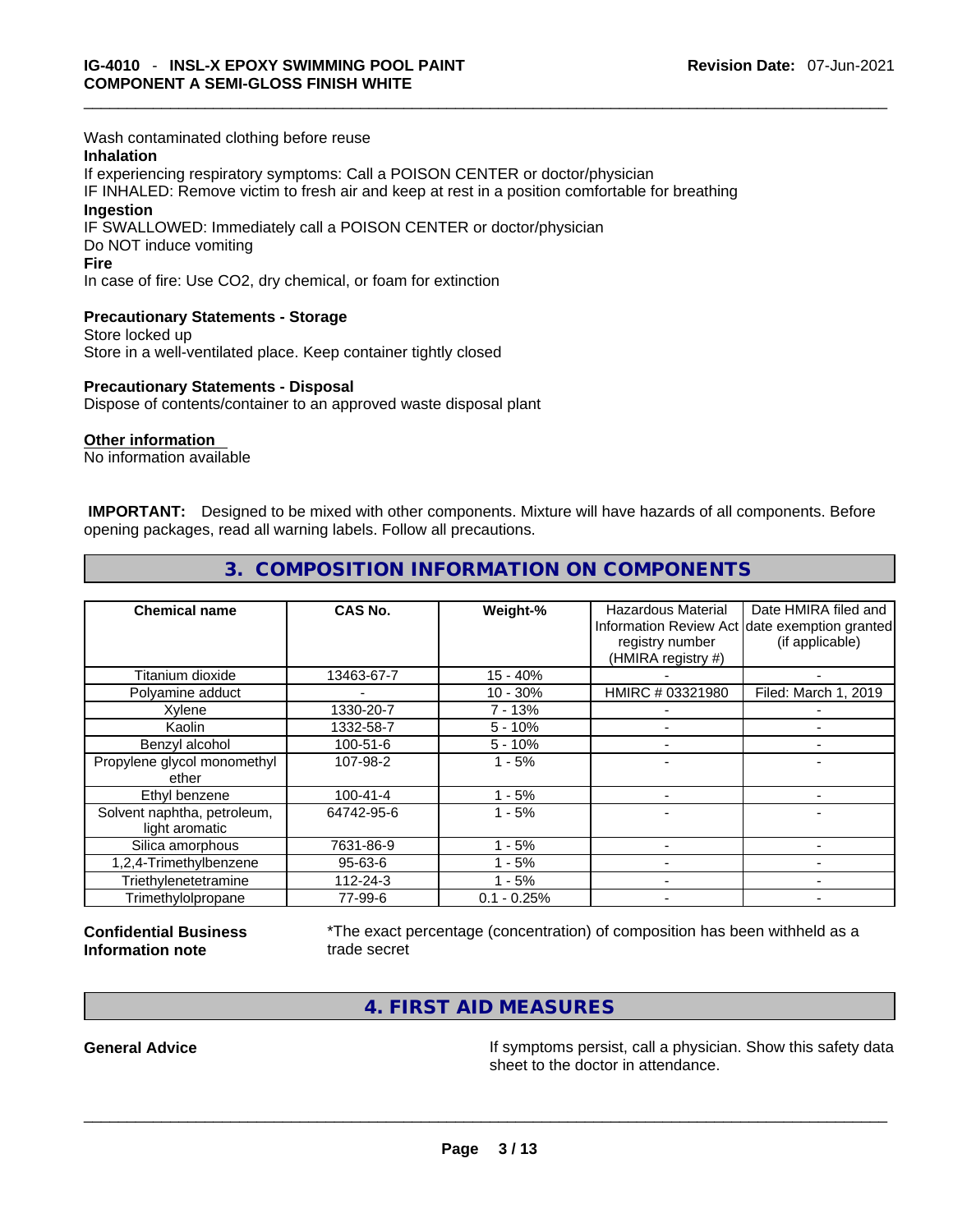Wash contaminated clothing before reuse

**Inhalation**

If experiencing respiratory symptoms: Call a POISON CENTER or doctor/physician

IF INHALED: Remove victim to fresh air and keep at rest in a position comfortable for breathing

**Ingestion**

IF SWALLOWED: Immediately call a POISON CENTER or doctor/physician

Do NOT induce vomiting

**Fire**

In case of fire: Use CO2, dry chemical, or foam for extinction

**Precautionary Statements - Storage**

Store locked up

Store in a well-ventilated place. Keep container tightly closed

**Precautionary Statements - Disposal**

Dispose of contents/container to an approved waste disposal plant

**Other information**

No information available

**IMPORTANT:** Designed to be mixed with other components. Mixture will have hazards of all components. Before opening packages, read all warning labels. Follow all precautions.

## 3. COMPOSITION INFORMATION ON COMPONENTS

| Chemical name | CAS No. | Weight-% | Hazardous Material Information Review Act registry number (HMIRA registry #) | Date HMIRA filed and date exemption granted (if applicable) |
|---|---|---|---|---|
| Titanium dioxide | 13463-67-7 | 15 - 40% | - | - |
| Polyamine adduct | - | 10 - 30% | HMIRC # 03321980 | Filed: March 1, 2019 |
| Xylene | 1330-20-7 | 7 - 13% | - | - |
| Kaolin | 1332-58-7 | 5 - 10% | - | - |
| Benzyl alcohol | 100-51-6 | 5 - 10% | - | - |
| Propylene glycol monomethyl ether | 107-98-2 | 1 - 5% | - | - |
| Ethyl benzene | 100-41-4 | 1 - 5% | - | - |
| Solvent naphtha, petroleum, light aromatic | 64742-95-6 | 1 - 5% | - | - |
| Silica amorphous | 7631-86-9 | 1 - 5% | - | - |
| 1,2,4-Trimethylbenzene | 95-63-6 | 1 - 5% | - | - |
| Triethylenetetramine | 112-24-3 | 1 - 5% | - | - |
| Trimethylolpropane | 77-99-6 | 0.1 - 0.25% | - | - |

**Confidential Business Information note**

*The exact percentage (concentration) of composition has been withheld as a trade secret

## 4. FIRST AID MEASURES

**General Advice**

If symptoms persist, call a physician. Show this safety data sheet to the doctor in attendance.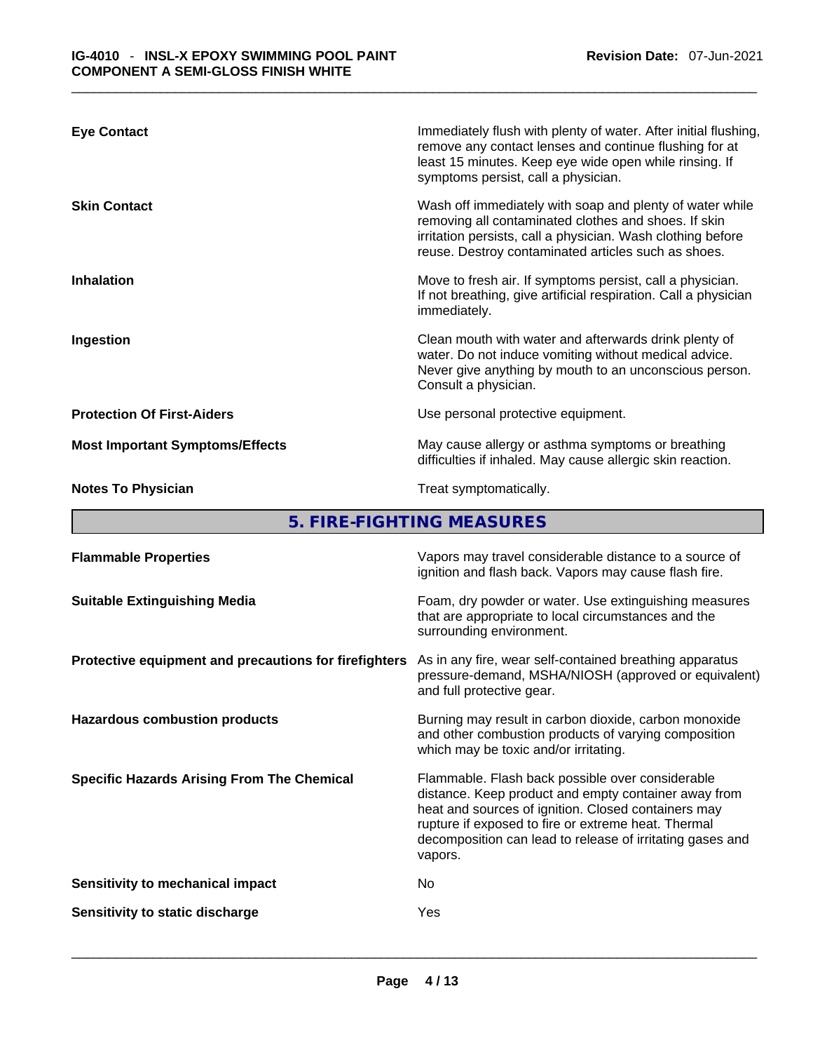| | |
|---|---|
| **Eye Contact** | Immediately flush with plenty of water. After initial flushing, remove any contact lenses and continue flushing for at least 15 minutes. Keep eye wide open while rinsing. If symptoms persist, call a physician. |
| **Skin Contact** | Wash off immediately with soap and plenty of water while removing all contaminated clothes and shoes. If skin irritation persists, call a physician. Wash clothing before reuse. Destroy contaminated articles such as shoes. |
| **Inhalation** | Move to fresh air. If symptoms persist, call a physician. If not breathing, give artificial respiration. Call a physician immediately. |
| **Ingestion** | Clean mouth with water and afterwards drink plenty of water. Do not induce vomiting without medical advice. Never give anything by mouth to an unconscious person. Consult a physician. |
| **Protection Of First-Aiders** | Use personal protective equipment. |
| **Most Important Symptoms/Effects** | May cause allergy or asthma symptoms or breathing difficulties if inhaled. May cause allergic skin reaction. |
| **Notes To Physician** | Treat symptomatically. |

## 5. FIRE-FIGHTING MEASURES

| | |
|---|---|
| **Flammable Properties** | Vapors may travel considerable distance to a source of ignition and flash back. Vapors may cause flash fire. |
| **Suitable Extinguishing Media** | Foam, dry powder or water. Use extinguishing measures that are appropriate to local circumstances and the surrounding environment. |
| **Protective equipment and precautions for firefighters** | As in any fire, wear self-contained breathing apparatus pressure-demand, MSHA/NIOSH (approved or equivalent) and full protective gear. |
| **Hazardous combustion products** | Burning may result in carbon dioxide, carbon monoxide and other combustion products of varying composition which may be toxic and/or irritating. |
| **Specific Hazards Arising From The Chemical** | Flammable. Flash back possible over considerable distance. Keep product and empty container away from heat and sources of ignition. Closed containers may rupture if exposed to fire or extreme heat. Thermal decomposition can lead to release of irritating gases and vapors. |
| **Sensitivity to mechanical impact** | No |
| **Sensitivity to static discharge** | Yes |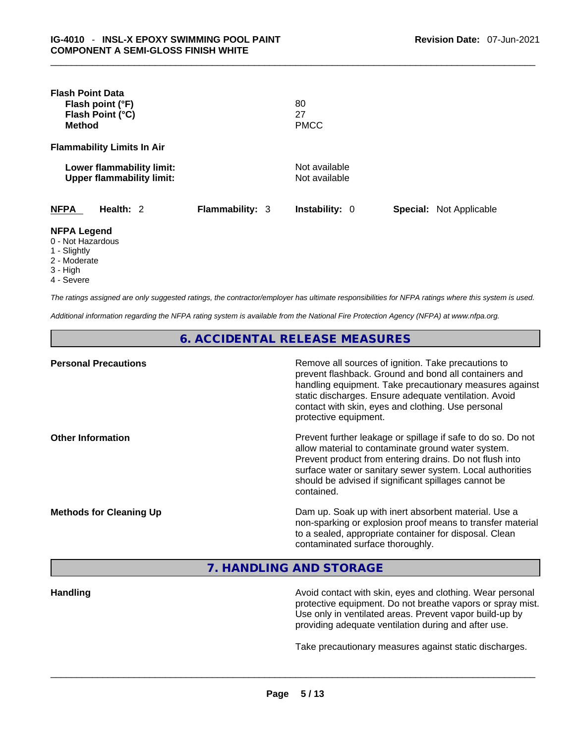**Flash Point Data**

| | |
|---|---|
| **Flash point (°F)** | 80 |
| **Flash Point (°C)** | 27 |
| **Method** | PMCC |

**Flammability Limits In Air**

| | |
|---|---|
| **Lower flammability limit:** | Not available |
| **Upper flammability limit:** | Not available |

| **NFPA** | **Health:** 2 | **Flammability:** 3 | **Instability:** 0 | **Special:** Not Applicable |
|---|---|---|---|---|

**NFPA Legend**
- 0 - Not Hazardous
- 1 - Slightly
- 2 - Moderate
- 3 - High
- 4 - Severe

*The ratings assigned are only suggested ratings, the contractor/employer has ultimate responsibilities for NFPA ratings where this system is used.*

*Additional information regarding the NFPA rating system is available from the National Fire Protection Agency (NFPA) at www.nfpa.org.*

## 6. ACCIDENTAL RELEASE MEASURES

**Personal Precautions**

Remove all sources of ignition. Take precautions to prevent flashback. Ground and bond all containers and handling equipment. Take precautionary measures against static discharges. Ensure adequate ventilation. Avoid contact with skin, eyes and clothing. Use personal protective equipment.

**Other Information**

Prevent further leakage or spillage if safe to do so. Do not allow material to contaminate ground water system. Prevent product from entering drains. Do not flush into surface water or sanitary sewer system. Local authorities should be advised if significant spillages cannot be contained.

**Methods for Cleaning Up**

Dam up. Soak up with inert absorbent material. Use a non-sparking or explosion proof means to transfer material to a sealed, appropriate container for disposal. Clean contaminated surface thoroughly.

## 7. HANDLING AND STORAGE

**Handling**

Avoid contact with skin, eyes and clothing. Wear personal protective equipment. Do not breathe vapors or spray mist. Use only in ventilated areas. Prevent vapor build-up by providing adequate ventilation during and after use.

Take precautionary measures against static discharges.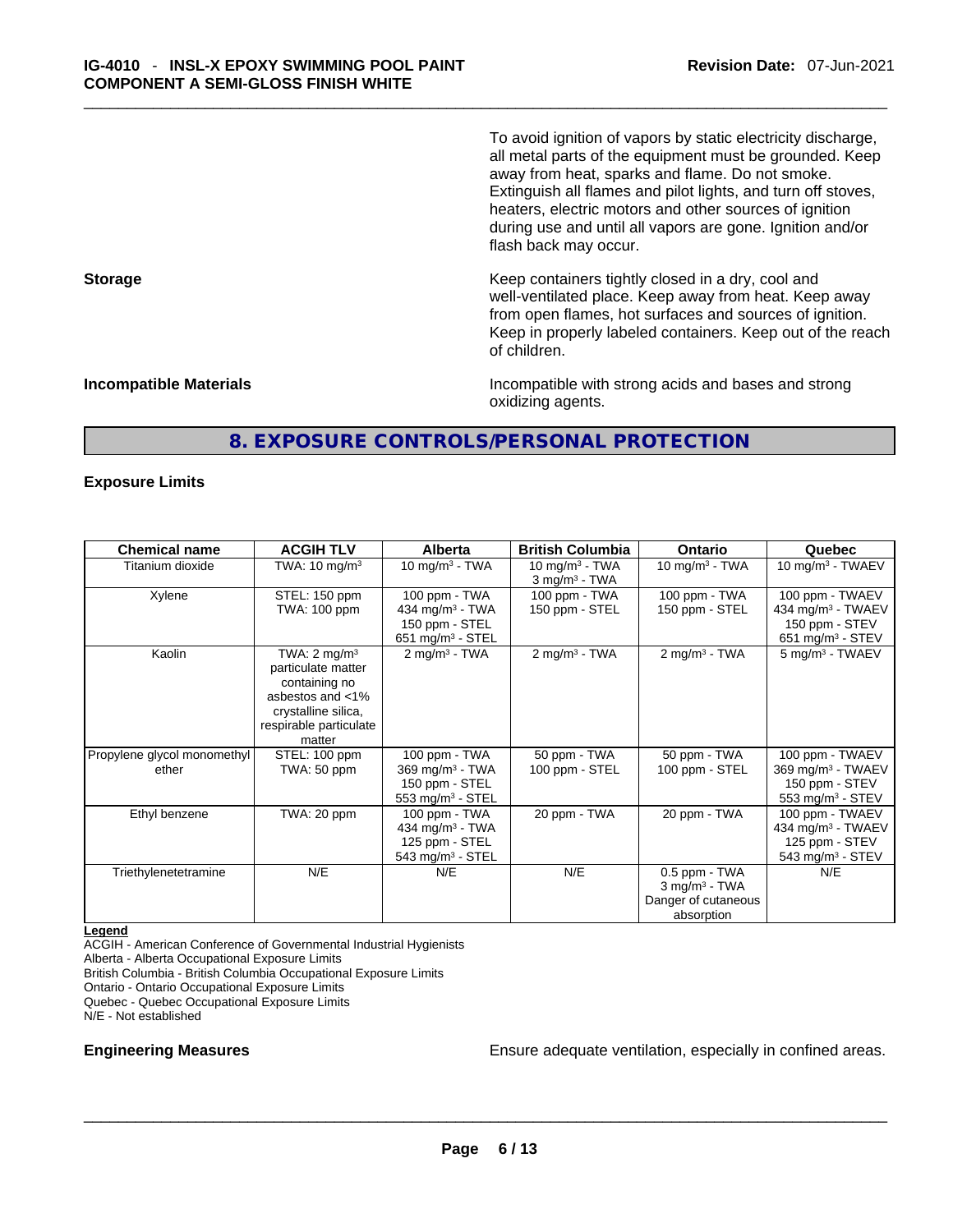To avoid ignition of vapors by static electricity discharge, all metal parts of the equipment must be grounded. Keep away from heat, sparks and flame. Do not smoke. Extinguish all flames and pilot lights, and turn off stoves, heaters, electric motors and other sources of ignition during use and until all vapors are gone. Ignition and/or flash back may occur.

**Storage**

Keep containers tightly closed in a dry, cool and well-ventilated place. Keep away from heat. Keep away from open flames, hot surfaces and sources of ignition. Keep in properly labeled containers. Keep out of the reach of children.

**Incompatible Materials**

Incompatible with strong acids and bases and strong oxidizing agents.

## 8. EXPOSURE CONTROLS/PERSONAL PROTECTION

### Exposure Limits

| Chemical name | ACGIH TLV | Alberta | British Columbia | Ontario | Quebec |
|---|---|---|---|---|---|
| Titanium dioxide | TWA: 10 mg/m³ | 10 mg/m³ - TWA | 10 mg/m³ - TWA<br>3 mg/m³ - TWA | 10 mg/m³ - TWA | 10 mg/m³ - TWAEV |
| Xylene | STEL: 150 ppm<br>TWA: 100 ppm | 100 ppm - TWA<br>434 mg/m³ - TWA<br>150 ppm - STEL<br>651 mg/m³ - STEL | 100 ppm - TWA<br>150 ppm - STEL | 100 ppm - TWA<br>150 ppm - STEL | 100 ppm - TWAEV<br>434 mg/m³ - TWAEV<br>150 ppm - STEV<br>651 mg/m³ - STEV |
| Kaolin | TWA: 2 mg/m³ particulate matter containing no asbestos and <1% crystalline silica, respirable particulate matter | 2 mg/m³ - TWA | 2 mg/m³ - TWA | 2 mg/m³ - TWA | 5 mg/m³ - TWAEV |
| Propylene glycol monomethyl ether | STEL: 100 ppm<br>TWA: 50 ppm | 100 ppm - TWA<br>369 mg/m³ - TWA<br>150 ppm - STEL<br>553 mg/m³ - STEL | 50 ppm - TWA<br>100 ppm - STEL | 50 ppm - TWA<br>100 ppm - STEL | 100 ppm - TWAEV<br>369 mg/m³ - TWAEV<br>150 ppm - STEV<br>553 mg/m³ - STEV |
| Ethyl benzene | TWA: 20 ppm | 100 ppm - TWA<br>434 mg/m³ - TWA<br>125 ppm - STEL<br>543 mg/m³ - STEL | 20 ppm - TWA | 20 ppm - TWA | 100 ppm - TWAEV<br>434 mg/m³ - TWAEV<br>125 ppm - STEV<br>543 mg/m³ - STEV |
| Triethylenetetramine | N/E | N/E | N/E | 0.5 ppm - TWA<br>3 mg/m³ - TWA<br>Danger of cutaneous absorption | N/E |

**Legend**

ACGIH - American Conference of Governmental Industrial Hygienists
Alberta - Alberta Occupational Exposure Limits
British Columbia - British Columbia Occupational Exposure Limits
Ontario - Ontario Occupational Exposure Limits
Quebec - Quebec Occupational Exposure Limits
N/E - Not established

**Engineering Measures**

Ensure adequate ventilation, especially in confined areas.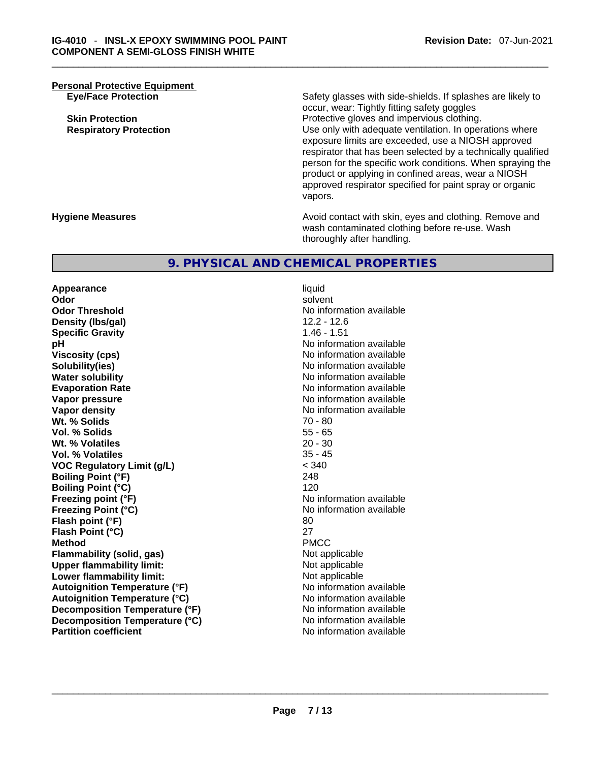**Personal Protective Equipment**

| | |
|---|---|
| **Eye/Face Protection** | Safety glasses with side-shields. If splashes are likely to occur, wear: Tightly fitting safety goggles |
| **Skin Protection** | Protective gloves and impervious clothing. |
| **Respiratory Protection** | Use only with adequate ventilation. In operations where exposure limits are exceeded, use a NIOSH approved respirator that has been selected by a technically qualified person for the specific work conditions. When spraying the product or applying in confined areas, wear a NIOSH approved respirator specified for paint spray or organic vapors. |
| **Hygiene Measures** | Avoid contact with skin, eyes and clothing. Remove and wash contaminated clothing before re-use. Wash thoroughly after handling. |

## 9. PHYSICAL AND CHEMICAL PROPERTIES

| | |
|---|---|
| **Appearance** | liquid |
| **Odor** | solvent |
| **Odor Threshold** | No information available |
| **Density (lbs/gal)** | 12.2 - 12.6 |
| **Specific Gravity** | 1.46 - 1.51 |
| **pH** | No information available |
| **Viscosity (cps)** | No information available |
| **Solubility(ies)** | No information available |
| **Water solubility** | No information available |
| **Evaporation Rate** | No information available |
| **Vapor pressure** | No information available |
| **Vapor density** | No information available |
| **Wt. % Solids** | 70 - 80 |
| **Vol. % Solids** | 55 - 65 |
| **Wt. % Volatiles** | 20 - 30 |
| **Vol. % Volatiles** | 35 - 45 |
| **VOC Regulatory Limit (g/L)** | < 340 |
| **Boiling Point (°F)** | 248 |
| **Boiling Point (°C)** | 120 |
| **Freezing point (°F)** | No information available |
| **Freezing Point (°C)** | No information available |
| **Flash point (°F)** | 80 |
| **Flash Point (°C)** | 27 |
| **Method** | PMCC |
| **Flammability (solid, gas)** | Not applicable |
| **Upper flammability limit:** | Not applicable |
| **Lower flammability limit:** | Not applicable |
| **Autoignition Temperature (°F)** | No information available |
| **Autoignition Temperature (°C)** | No information available |
| **Decomposition Temperature (°F)** | No information available |
| **Decomposition Temperature (°C)** | No information available |
| **Partition coefficient** | No information available |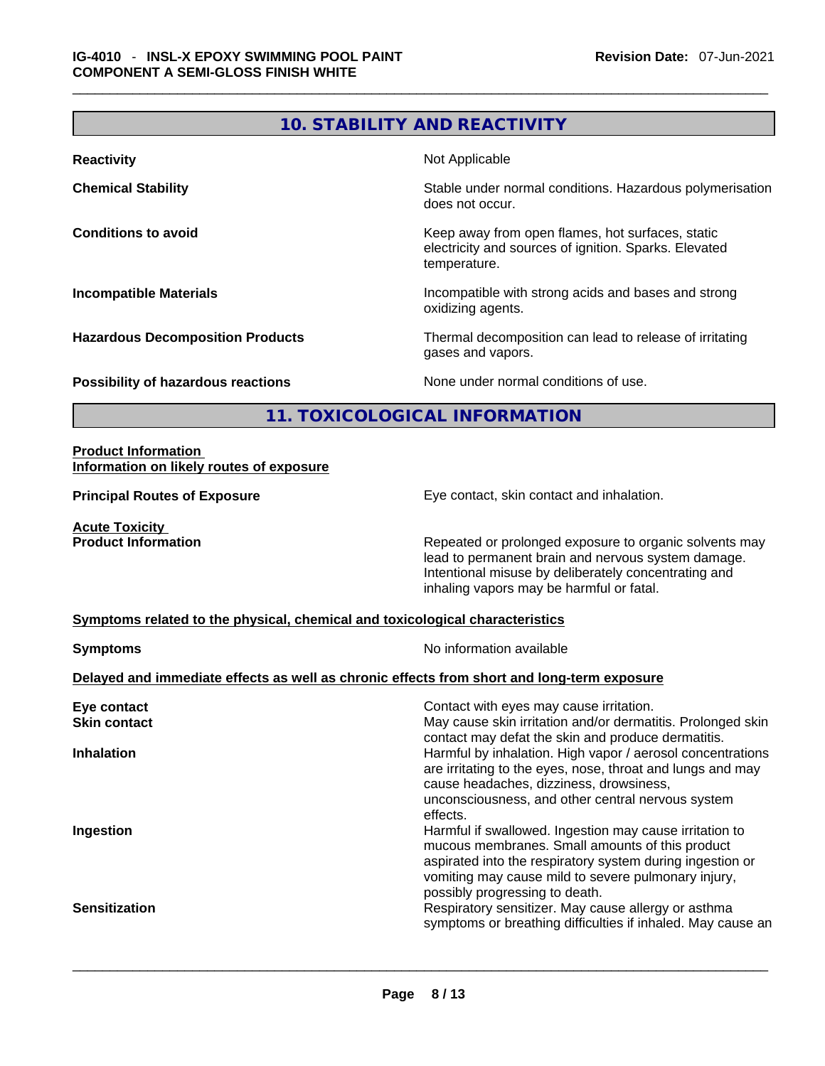## 10. STABILITY AND REACTIVITY

| | |
|---|---|
| **Reactivity** | Not Applicable |
| **Chemical Stability** | Stable under normal conditions. Hazardous polymerisation does not occur. |
| **Conditions to avoid** | Keep away from open flames, hot surfaces, static electricity and sources of ignition. Sparks. Elevated temperature. |
| **Incompatible Materials** | Incompatible with strong acids and bases and strong oxidizing agents. |
| **Hazardous Decomposition Products** | Thermal decomposition can lead to release of irritating gases and vapors. |
| **Possibility of hazardous reactions** | None under normal conditions of use. |

## 11. TOXICOLOGICAL INFORMATION

**Product Information**
**Information on likely routes of exposure**

| | |
|---|---|
| **Principal Routes of Exposure** | Eye contact, skin contact and inhalation. |

**Acute Toxicity**

| | |
|---|---|
| **Product Information** | Repeated or prolonged exposure to organic solvents may lead to permanent brain and nervous system damage. Intentional misuse by deliberately concentrating and inhaling vapors may be harmful or fatal. |

**Symptoms related to the physical, chemical and toxicological characteristics**

| | |
|---|---|
| **Symptoms** | No information available |

**Delayed and immediate effects as well as chronic effects from short and long-term exposure**

| | |
|---|---|
| **Eye contact** | Contact with eyes may cause irritation. |
| **Skin contact** | May cause skin irritation and/or dermatitis. Prolonged skin contact may defat the skin and produce dermatitis. |
| **Inhalation** | Harmful by inhalation. High vapor / aerosol concentrations are irritating to the eyes, nose, throat and lungs and may cause headaches, dizziness, drowsiness, unconsciousness, and other central nervous system effects. |
| **Ingestion** | Harmful if swallowed. Ingestion may cause irritation to mucous membranes. Small amounts of this product aspirated into the respiratory system during ingestion or vomiting may cause mild to severe pulmonary injury, possibly progressing to death. |
| **Sensitization** | Respiratory sensitizer. May cause allergy or asthma symptoms or breathing difficulties if inhaled. May cause an |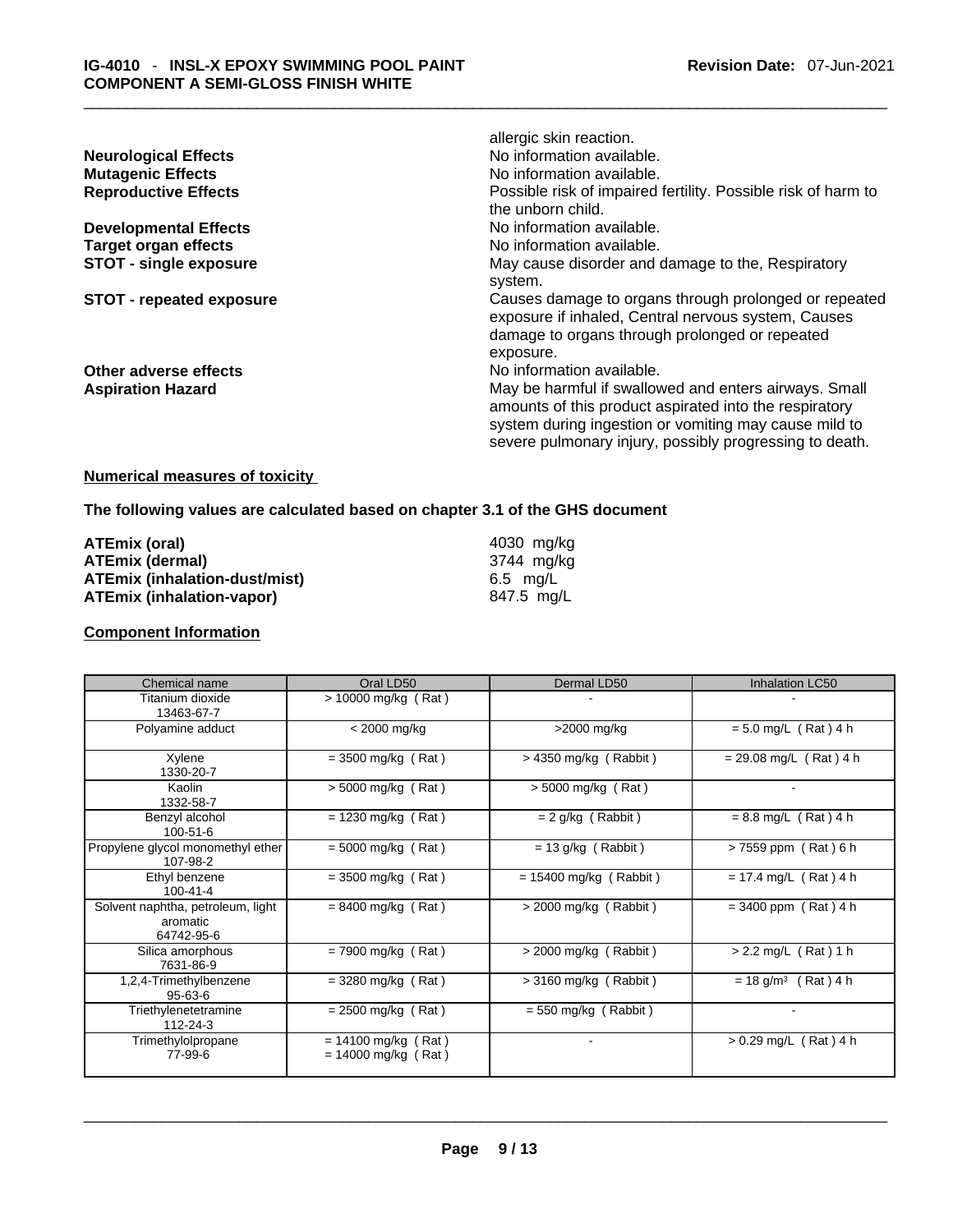allergic skin reaction.

**Neurological Effects** No information available.

**Mutagenic Effects** No information available.

**Reproductive Effects** Possible risk of impaired fertility. Possible risk of harm to the unborn child.

**Developmental Effects** No information available.

**Target organ effects** No information available.

**STOT - single exposure** May cause disorder and damage to the, Respiratory system.

**STOT - repeated exposure** Causes damage to organs through prolonged or repeated exposure if inhaled, Central nervous system, Causes damage to organs through prolonged or repeated exposure.

**Other adverse effects** No information available.

**Aspiration Hazard** May be harmful if swallowed and enters airways. Small amounts of this product aspirated into the respiratory system during ingestion or vomiting may cause mild to severe pulmonary injury, possibly progressing to death.

**Numerical measures of toxicity**

**The following values are calculated based on chapter 3.1 of the GHS document**

**ATEmix (oral)** 4030 mg/kg
**ATEmix (dermal)** 3744 mg/kg
**ATEmix (inhalation-dust/mist)** 6.5 mg/L
**ATEmix (inhalation-vapor)** 847.5 mg/L

**Component Information**

| Chemical name | Oral LD50 | Dermal LD50 | Inhalation LC50 |
|---|---|---|---|
| Titanium dioxide 13463-67-7 | > 10000 mg/kg ( Rat ) | - | - |
| Polyamine adduct | < 2000 mg/kg | >2000 mg/kg | = 5.0 mg/L ( Rat ) 4 h |
| Xylene 1330-20-7 | = 3500 mg/kg ( Rat ) | > 4350 mg/kg ( Rabbit ) | = 29.08 mg/L ( Rat ) 4 h |
| Kaolin 1332-58-7 | > 5000 mg/kg ( Rat ) | > 5000 mg/kg ( Rat ) | - |
| Benzyl alcohol 100-51-6 | = 1230 mg/kg ( Rat ) | = 2 g/kg ( Rabbit ) | = 8.8 mg/L ( Rat ) 4 h |
| Propylene glycol monomethyl ether 107-98-2 | = 5000 mg/kg ( Rat ) | = 13 g/kg ( Rabbit ) | > 7559 ppm ( Rat ) 6 h |
| Ethyl benzene 100-41-4 | = 3500 mg/kg ( Rat ) | = 15400 mg/kg ( Rabbit ) | = 17.4 mg/L ( Rat ) 4 h |
| Solvent naphtha, petroleum, light aromatic 64742-95-6 | = 8400 mg/kg ( Rat ) | > 2000 mg/kg ( Rabbit ) | = 3400 ppm ( Rat ) 4 h |
| Silica amorphous 7631-86-9 | = 7900 mg/kg ( Rat ) | > 2000 mg/kg ( Rabbit ) | > 2.2 mg/L ( Rat ) 1 h |
| 1,2,4-Trimethylbenzene 95-63-6 | = 3280 mg/kg ( Rat ) | > 3160 mg/kg ( Rabbit ) | = 18 g/m³ ( Rat ) 4 h |
| Triethylenetetramine 112-24-3 | = 2500 mg/kg ( Rat ) | = 550 mg/kg ( Rabbit ) | - |
| Trimethylolpropane 77-99-6 | = 14100 mg/kg ( Rat ) = 14000 mg/kg ( Rat ) | - | > 0.29 mg/L ( Rat ) 4 h |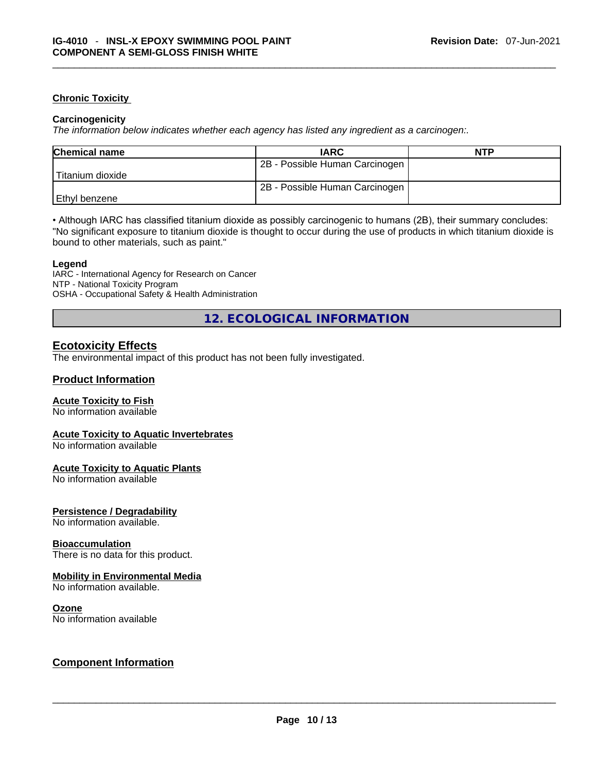### Chronic Toxicity

#### Carcinogenicity

*The information below indicates whether each agency has listed any ingredient as a carcinogen:.*

| Chemical name | IARC | NTP |
|---|---|---|
| Titanium dioxide | 2B - Possible Human Carcinogen | |
| Ethyl benzene | 2B - Possible Human Carcinogen | |

• Although IARC has classified titanium dioxide as possibly carcinogenic to humans (2B), their summary concludes: "No significant exposure to titanium dioxide is thought to occur during the use of products in which titanium dioxide is bound to other materials, such as paint."

**Legend**
IARC - International Agency for Research on Cancer
NTP - National Toxicity Program
OSHA - Occupational Safety & Health Administration

## 12. ECOLOGICAL INFORMATION

### Ecotoxicity Effects

The environmental impact of this product has not been fully investigated.

### Product Information

#### Acute Toxicity to Fish

No information available

#### Acute Toxicity to Aquatic Invertebrates

No information available

#### Acute Toxicity to Aquatic Plants

No information available

#### Persistence / Degradability

No information available.

#### Bioaccumulation

There is no data for this product.

#### Mobility in Environmental Media

No information available.

#### Ozone

No information available

### Component Information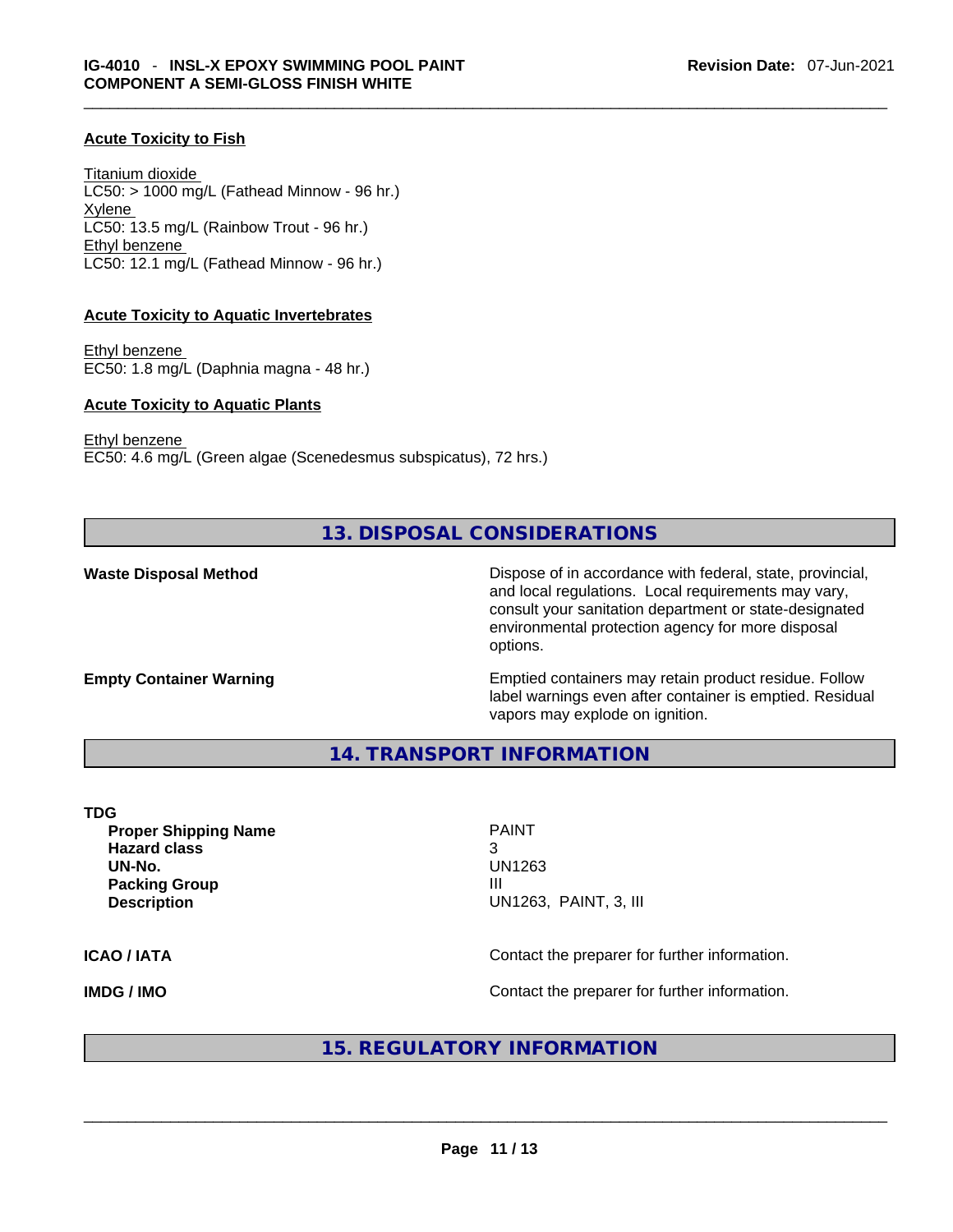**Acute Toxicity to Fish**

Titanium dioxide
LC50: > 1000 mg/L (Fathead Minnow - 96 hr.)
Xylene
LC50: 13.5 mg/L (Rainbow Trout - 96 hr.)
Ethyl benzene
LC50: 12.1 mg/L (Fathead Minnow - 96 hr.)

**Acute Toxicity to Aquatic Invertebrates**

Ethyl benzene
EC50: 1.8 mg/L (Daphnia magna - 48 hr.)

**Acute Toxicity to Aquatic Plants**

Ethyl benzene
EC50: 4.6 mg/L (Green algae (Scenedesmus subspicatus), 72 hrs.)

## 13. DISPOSAL CONSIDERATIONS

**Waste Disposal Method**

Dispose of in accordance with federal, state, provincial, and local regulations. Local requirements may vary, consult your sanitation department or state-designated environmental protection agency for more disposal options.

**Empty Container Warning**

Emptied containers may retain product residue. Follow label warnings even after container is emptied. Residual vapors may explode on ignition.

## 14. TRANSPORT INFORMATION

**TDG**

| | |
|---|---|
| **Proper Shipping Name** | PAINT |
| **Hazard class** | 3 |
| **UN-No.** | UN1263 |
| **Packing Group** | III |
| **Description** | UN1263, PAINT, 3, III |

**ICAO / IATA**

Contact the preparer for further information.

**IMDG / IMO**

Contact the preparer for further information.

## 15. REGULATORY INFORMATION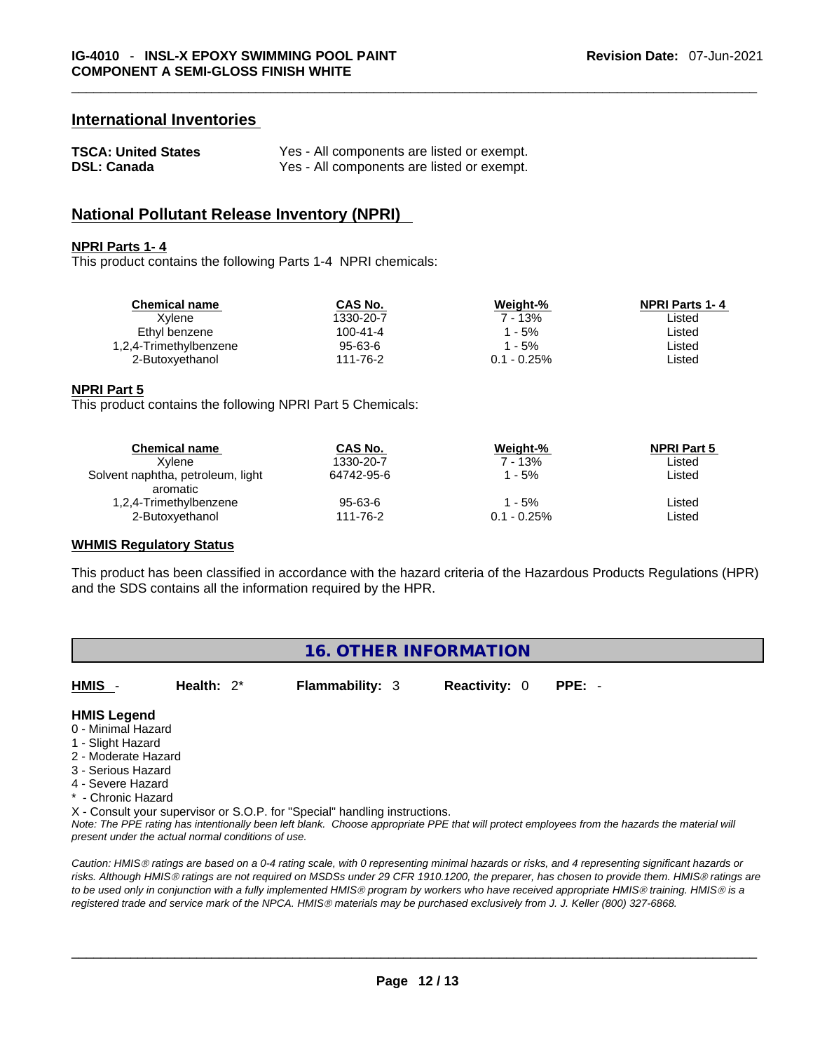## International Inventories

| | |
|---|---|
| **TSCA: United States** | Yes - All components are listed or exempt. |
| **DSL: Canada** | Yes - All components are listed or exempt. |

## National Pollutant Release Inventory (NPRI)

**NPRI Parts 1- 4**

This product contains the following Parts 1-4 NPRI chemicals:

| Chemical name | CAS No. | Weight-% | NPRI Parts 1- 4 |
|---|---|---|---|
| Xylene | 1330-20-7 | 7 - 13% | Listed |
| Ethyl benzene | 100-41-4 | 1 - 5% | Listed |
| 1,2,4-Trimethylbenzene | 95-63-6 | 1 - 5% | Listed |
| 2-Butoxyethanol | 111-76-2 | 0.1 - 0.25% | Listed |

**NPRI Part 5**

This product contains the following NPRI Part 5 Chemicals:

| Chemical name | CAS No. | Weight-% | NPRI Part 5 |
|---|---|---|---|
| Xylene | 1330-20-7 | 7 - 13% | Listed |
| Solvent naphtha, petroleum, light aromatic | 64742-95-6 | 1 - 5% | Listed |
| 1,2,4-Trimethylbenzene | 95-63-6 | 1 - 5% | Listed |
| 2-Butoxyethanol | 111-76-2 | 0.1 - 0.25% | Listed |

**WHMIS Regulatory Status**

This product has been classified in accordance with the hazard criteria of the Hazardous Products Regulations (HPR) and the SDS contains all the information required by the HPR.

## 16. OTHER INFORMATION

**HMIS** - **Health:** 2* **Flammability:** 3 **Reactivity:** 0 **PPE:** -

**HMIS Legend**

0 - Minimal Hazard
1 - Slight Hazard
2 - Moderate Hazard
3 - Serious Hazard
4 - Severe Hazard
* - Chronic Hazard
X - Consult your supervisor or S.O.P. for "Special" handling instructions.

*Note: The PPE rating has intentionally been left blank. Choose appropriate PPE that will protect employees from the hazards the material will present under the actual normal conditions of use.*

*Caution: HMIS® ratings are based on a 0-4 rating scale, with 0 representing minimal hazards or risks, and 4 representing significant hazards or risks. Although HMIS® ratings are not required on MSDSs under 29 CFR 1910.1200, the preparer, has chosen to provide them. HMIS® ratings are to be used only in conjunction with a fully implemented HMIS® program by workers who have received appropriate HMIS® training. HMIS® is a registered trade and service mark of the NPCA. HMIS® materials may be purchased exclusively from J. J. Keller (800) 327-6868.*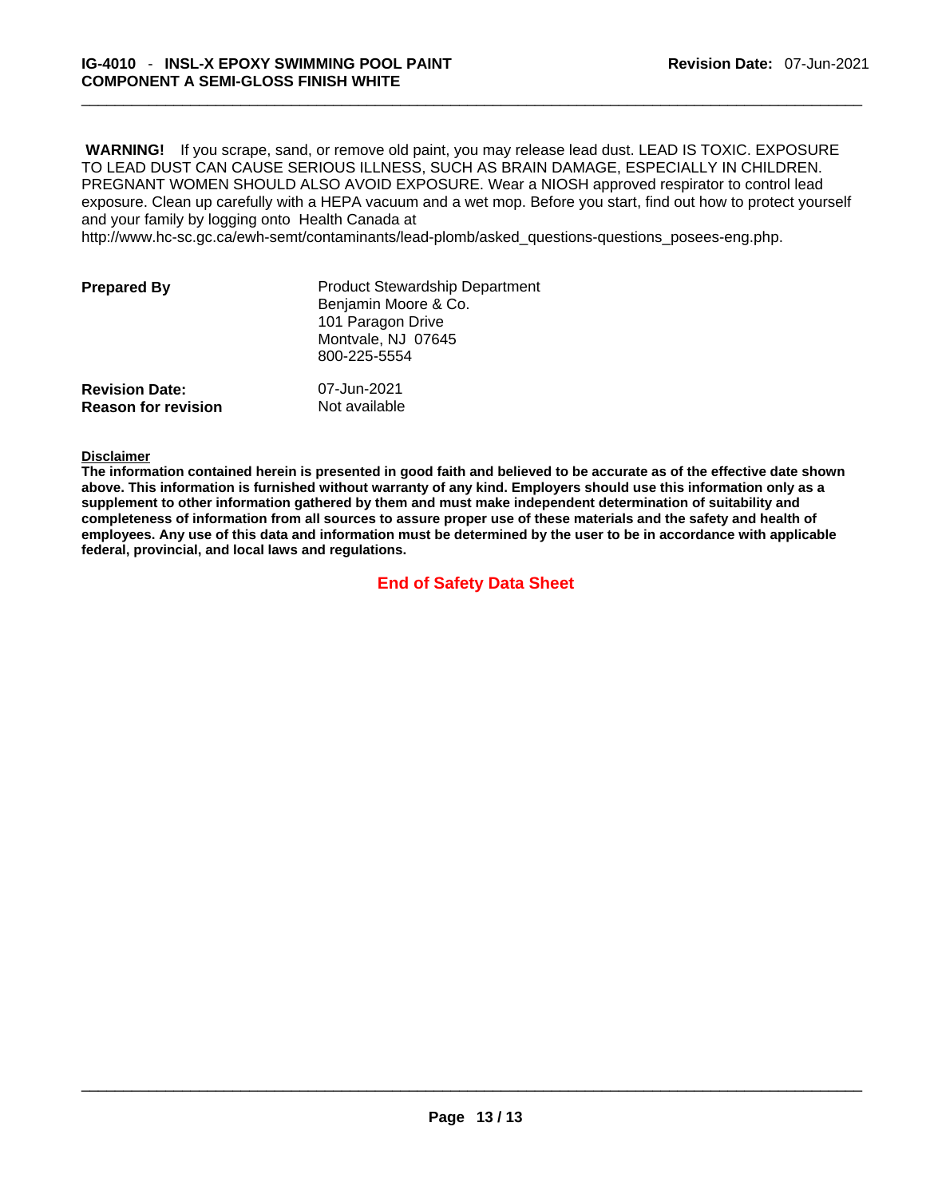**WARNING!** If you scrape, sand, or remove old paint, you may release lead dust. LEAD IS TOXIC. EXPOSURE TO LEAD DUST CAN CAUSE SERIOUS ILLNESS, SUCH AS BRAIN DAMAGE, ESPECIALLY IN CHILDREN. PREGNANT WOMEN SHOULD ALSO AVOID EXPOSURE. Wear a NIOSH approved respirator to control lead exposure. Clean up carefully with a HEPA vacuum and a wet mop. Before you start, find out how to protect yourself and your family by logging onto Health Canada at http://www.hc-sc.gc.ca/ewh-semt/contaminants/lead-plomb/asked_questions-questions_posees-eng.php.

| | |
|---|---|
| **Prepared By** | Product Stewardship Department<br>Benjamin Moore & Co.<br>101 Paragon Drive<br>Montvale, NJ 07645<br>800-225-5554 |
| **Revision Date:** | 07-Jun-2021 |
| **Reason for revision** | Not available |

**Disclaimer**

**The information contained herein is presented in good faith and believed to be accurate as of the effective date shown above. This information is furnished without warranty of any kind. Employers should use this information only as a supplement to other information gathered by them and must make independent determination of suitability and completeness of information from all sources to assure proper use of these materials and the safety and health of employees. Any use of this data and information must be determined by the user to be in accordance with applicable federal, provincial, and local laws and regulations.**

**End of Safety Data Sheet**